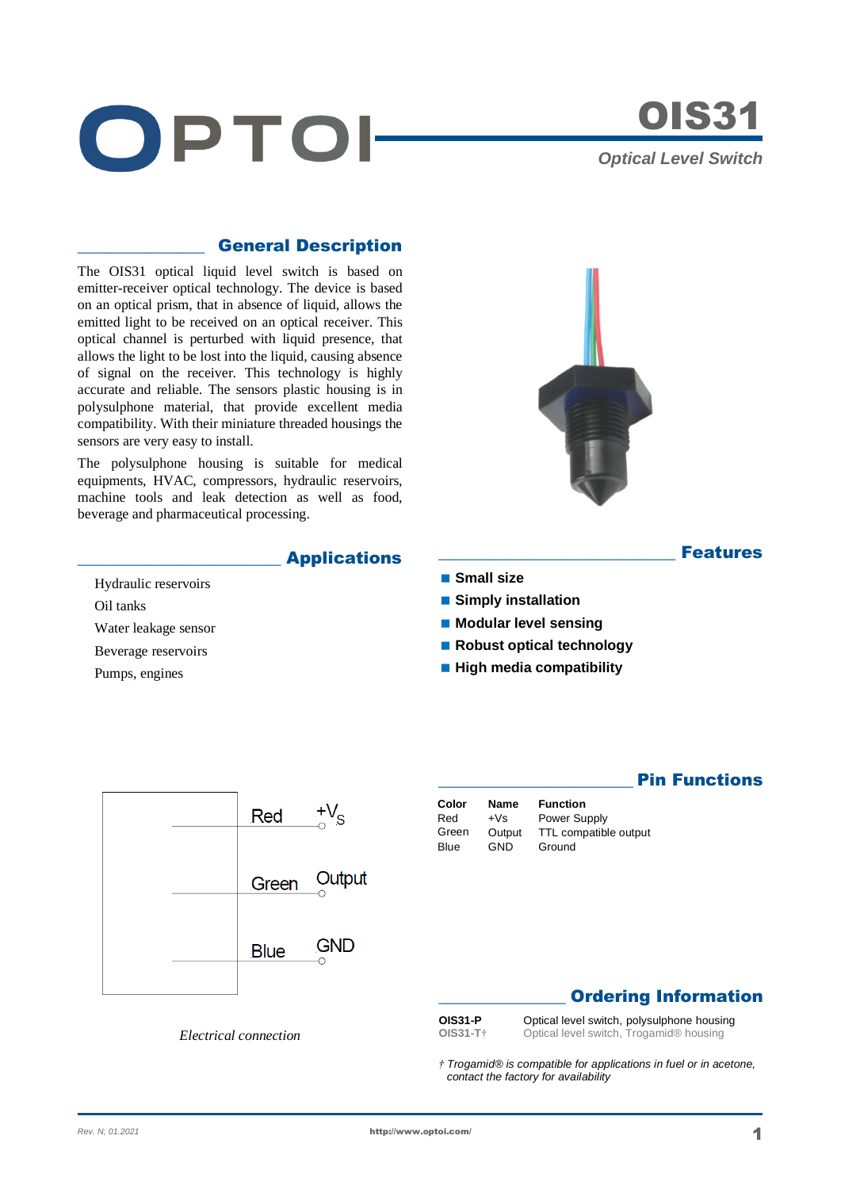# OPTOI

# OIS31

*Optical Level Switch*

## General Description

The OIS31 optical liquid level switch is based on emitter-receiver optical technology. The device is based on an optical prism, that in absence of liquid, allows the emitted light to be received on an optical receiver. This optical channel is perturbed with liquid presence, that allows the light to be lost into the liquid, causing absence of signal on the receiver. This technology is highly accurate and reliable. The sensors plastic housing is in polysulphone material, that provide excellent media compatibility. With their miniature threaded housings the sensors are very easy to install.

The polysulphone housing is suitable for medical equipments, HVAC, compressors, hydraulic reservoirs, machine tools and leak detection as well as food, beverage and pharmaceutical processing.

## Applications

Hydraulic reservoirs
Oil tanks
Water leakage sensor
Beverage reservoirs
Pumps, engines

## Features

- **Small size**
- **Simply installation**
- **Modular level sensing**
- **Robust optical technology**
- **High media compatibility**

## Pin Functions

| Color | Name | Function |
|---|---|---|
| Red | +Vs | Power Supply |
| Green | Output | TTL compatible output |
| Blue | GND | Ground |

Red — $+V_S$
Green — Output
Blue — GND

*Electrical connection*

## Ordering Information

| | |
|---|---|
| **OIS31-P** | Optical level switch, polysulphone housing |
| **OIS31-T†** | Optical level switch, Trogamid® housing |

*† Trogamid® is compatible for applications in fuel or in acetone, contact the factory for availability*

Rev. N; 01.2021 http://www.optoi.com/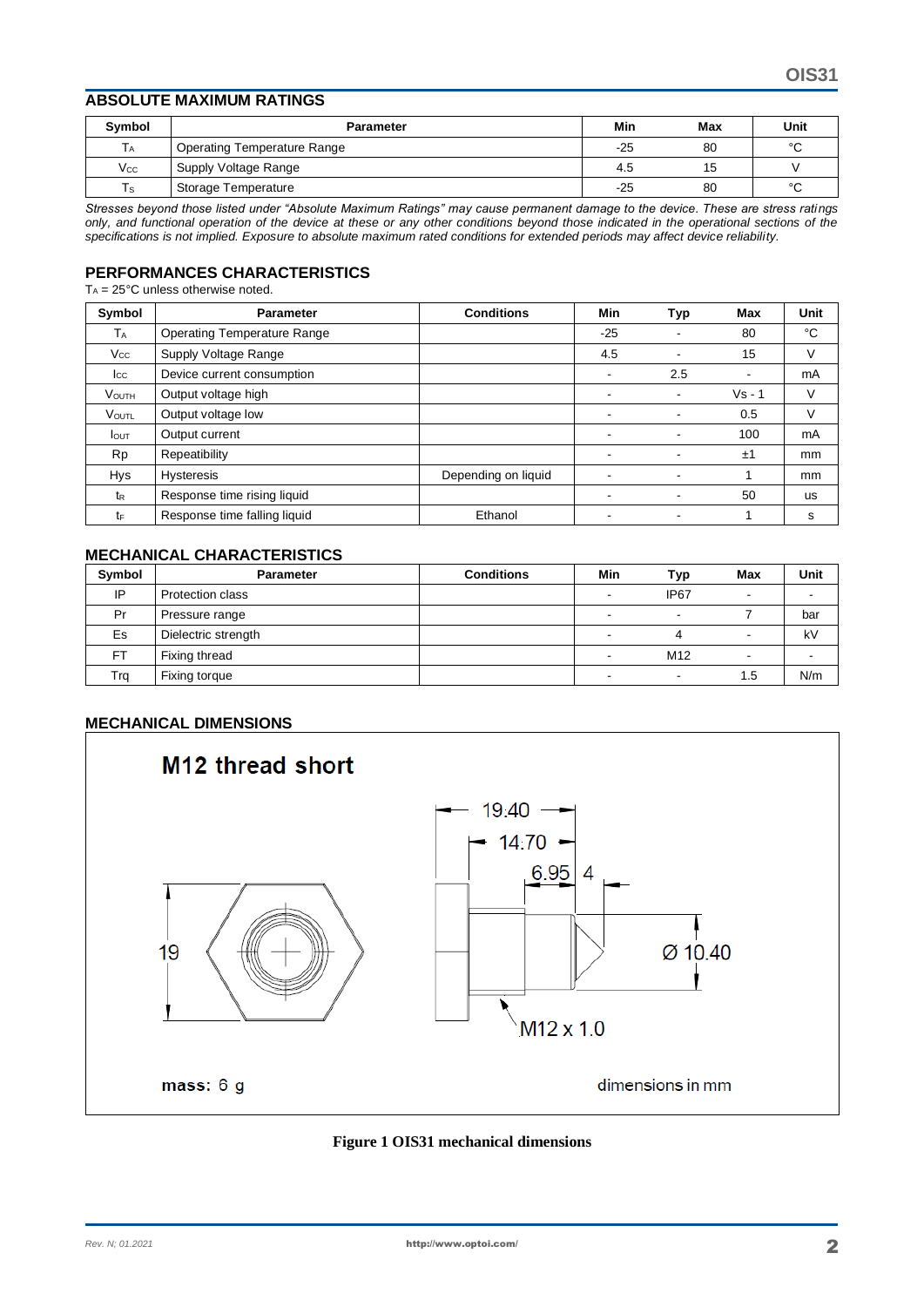## ABSOLUTE MAXIMUM RATINGS

| Symbol | Parameter | Min | Max | Unit |
|---|---|---|---|---|
| $T_A$ | Operating Temperature Range | -25 | 80 | °C |
| $V_{CC}$ | Supply Voltage Range | 4.5 | 15 | V |
| $T_S$ | Storage Temperature | -25 | 80 | °C |

*Stresses beyond those listed under "Absolute Maximum Ratings" may cause permanent damage to the device. These are stress ratings only, and functional operation of the device at these or any other conditions beyond those indicated in the operational sections of the specifications is not implied. Exposure to absolute maximum rated conditions for extended periods may affect device reliability.*

## PERFORMANCES CHARACTERISTICS

$T_A$ = 25°C unless otherwise noted.

| Symbol | Parameter | Conditions | Min | Typ | Max | Unit |
|---|---|---|---|---|---|---|
| $T_A$ | Operating Temperature Range | | -25 | - | 80 | °C |
| $V_{CC}$ | Supply Voltage Range | | 4.5 | - | 15 | V |
| $I_{CC}$ | Device current consumption | | - | 2.5 | - | mA |
| $V_{OUTH}$ | Output voltage high | | - | - | Vs - 1 | V |
| $V_{OUTL}$ | Output voltage low | | - | - | 0.5 | V |
| $I_{OUT}$ | Output current | | - | - | 100 | mA |
| Rp | Repeatibility | | - | - | ±1 | mm |
| Hys | Hysteresis | Depending on liquid | - | - | 1 | mm |
| $t_R$ | Response time rising liquid | | - | - | 50 | us |
| $t_F$ | Response time falling liquid | Ethanol | - | - | 1 | s |

## MECHANICAL CHARACTERISTICS

| Symbol | Parameter | Conditions | Min | Typ | Max | Unit |
|---|---|---|---|---|---|---|
| IP | Protection class | | - | IP67 | - | - |
| Pr | Pressure range | | - | - | 7 | bar |
| Es | Dielectric strength | | - | 4 | - | kV |
| FT | Fixing thread | | - | M12 | - | - |
| Trq | Fixing torque | | - | - | 1.5 | N/m |

## MECHANICAL DIMENSIONS

**M12 thread short**

19.40, 14.70, 6.95, 4, 19, Ø 10.40, M12 x 1.0

**mass:** 6 g

dimensions in mm

**Figure 1 OIS31 mechanical dimensions**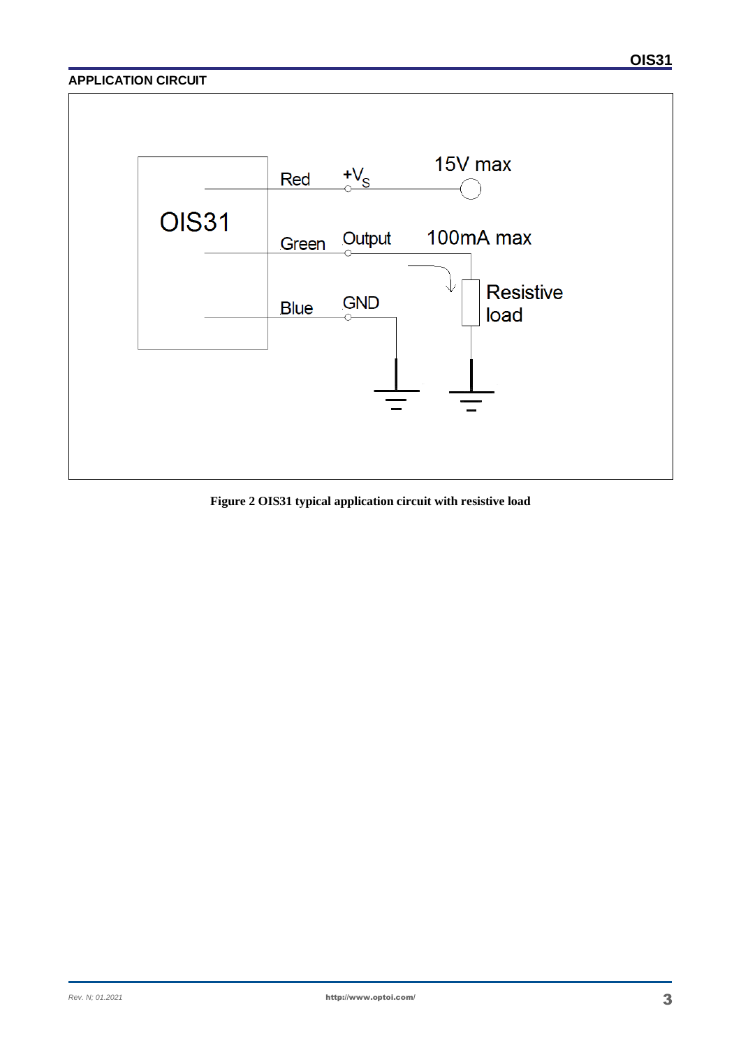## APPLICATION CIRCUIT

OIS31

Red

$+V_S$

15V max

Green

Output

100mA max

Resistive load

Blue

GND

**Figure 2 OIS31 typical application circuit with resistive load**